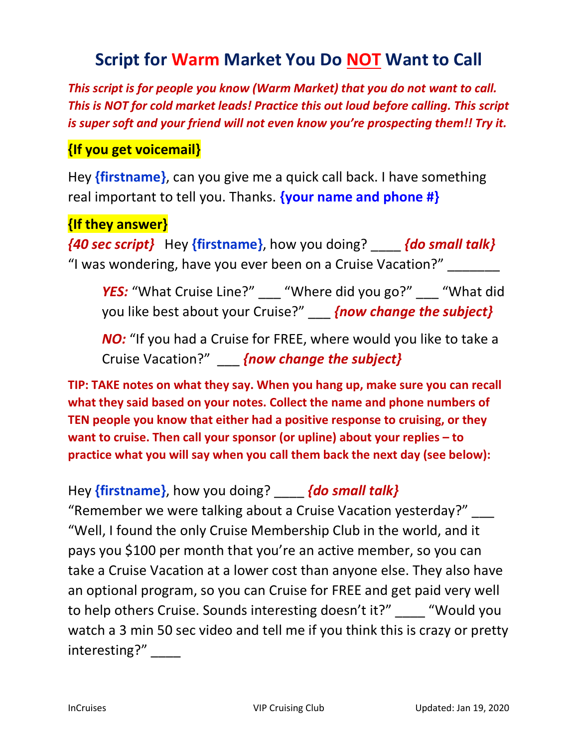# Script for Warm Market You Do NOT Want to Call

***This script is for people you know (Warm Market) that you do not want to call. This is NOT for cold market leads! Practice this out loud before calling. This script is super soft and your friend will not even know you're prospecting them!! Try it.***

**{If you get voicemail}**

Hey **{firstname}**, can you give me a quick call back. I have something real important to tell you. Thanks. **{your name and phone #}**

**{If they answer}**

***{40 sec script}*** Hey **{firstname}**, how you doing? ____ ***{do small talk}***
"I was wondering, have you ever been on a Cruise Vacation?" _______

> ***YES:*** "What Cruise Line?" ___ "Where did you go?" ___ "What did you like best about your Cruise?" ___ ***{now change the subject}***
>
> ***NO:*** "If you had a Cruise for FREE, where would you like to take a Cruise Vacation?" ___ ***{now change the subject}***

**TIP: TAKE notes on what they say. When you hang up, make sure you can recall what they said based on your notes. Collect the name and phone numbers of TEN people you know that either had a positive response to cruising, or they want to cruise. Then call your sponsor (or upline) about your replies – to practice what you will say when you call them back the next day (see below):**

Hey **{firstname}**, how you doing? ____ ***{do small talk}***
"Remember we were talking about a Cruise Vacation yesterday?" ___ "Well, I found the only Cruise Membership Club in the world, and it pays you $100 per month that you're an active member, so you can take a Cruise Vacation at a lower cost than anyone else. They also have an optional program, so you can Cruise for FREE and get paid very well to help others Cruise. Sounds interesting doesn't it?" ____ "Would you watch a 3 min 50 sec video and tell me if you think this is crazy or pretty interesting?" ____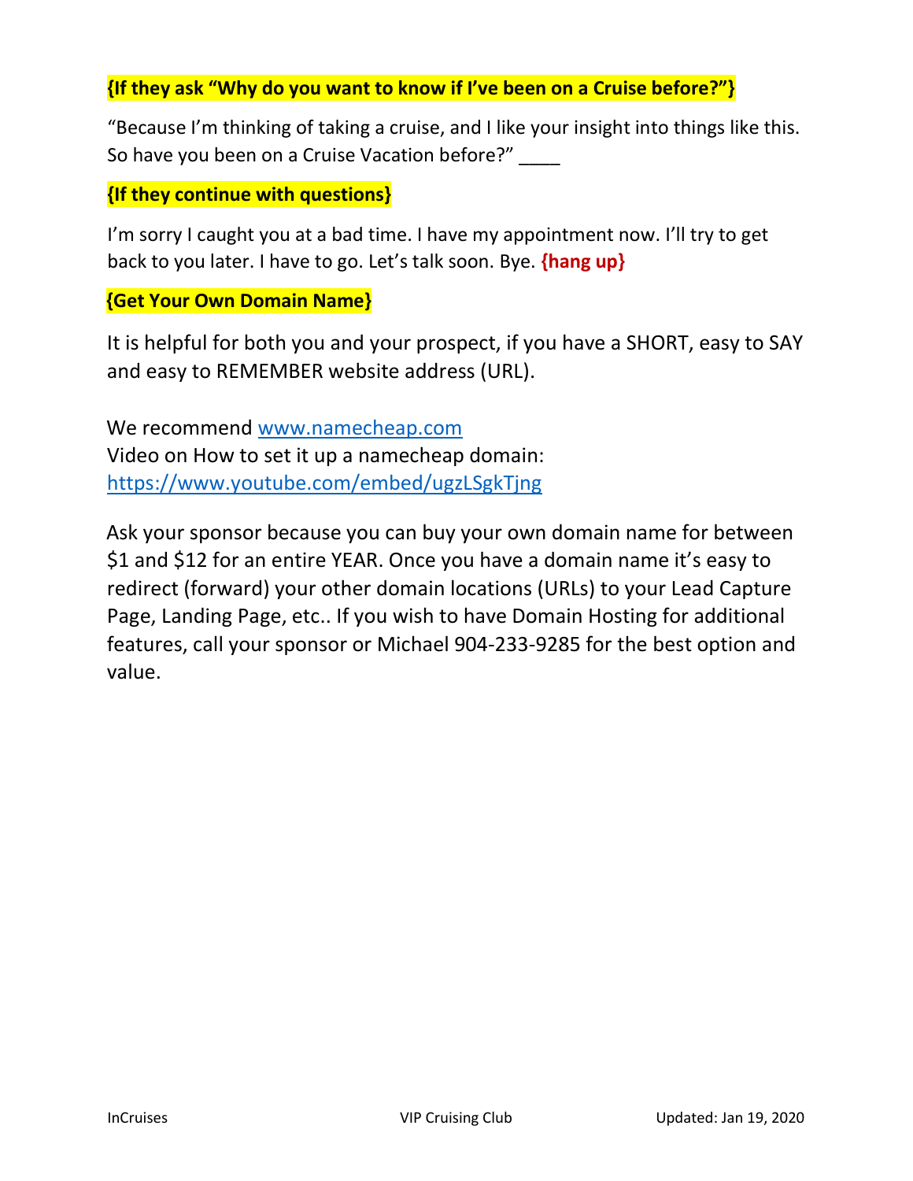**{If they ask "Why do you want to know if I've been on a Cruise before?"}**

"Because I'm thinking of taking a cruise, and I like your insight into things like this. So have you been on a Cruise Vacation before?" ____

**{If they continue with questions}**

I'm sorry I caught you at a bad time. I have my appointment now. I'll try to get back to you later. I have to go. Let's talk soon. Bye. **{hang up}**

**{Get Your Own Domain Name}**

It is helpful for both you and your prospect, if you have a SHORT, easy to SAY and easy to REMEMBER website address (URL).

We recommend [www.namecheap.com](http://www.namecheap.com)
Video on How to set it up a namecheap domain:
[https://www.youtube.com/embed/ugzLSgkTjng](https://www.youtube.com/embed/ugzLSgkTjng)

Ask your sponsor because you can buy your own domain name for between $1 and $12 for an entire YEAR. Once you have a domain name it's easy to redirect (forward) your other domain locations (URLs) to your Lead Capture Page, Landing Page, etc.. If you wish to have Domain Hosting for additional features, call your sponsor or Michael 904-233-9285 for the best option and value.